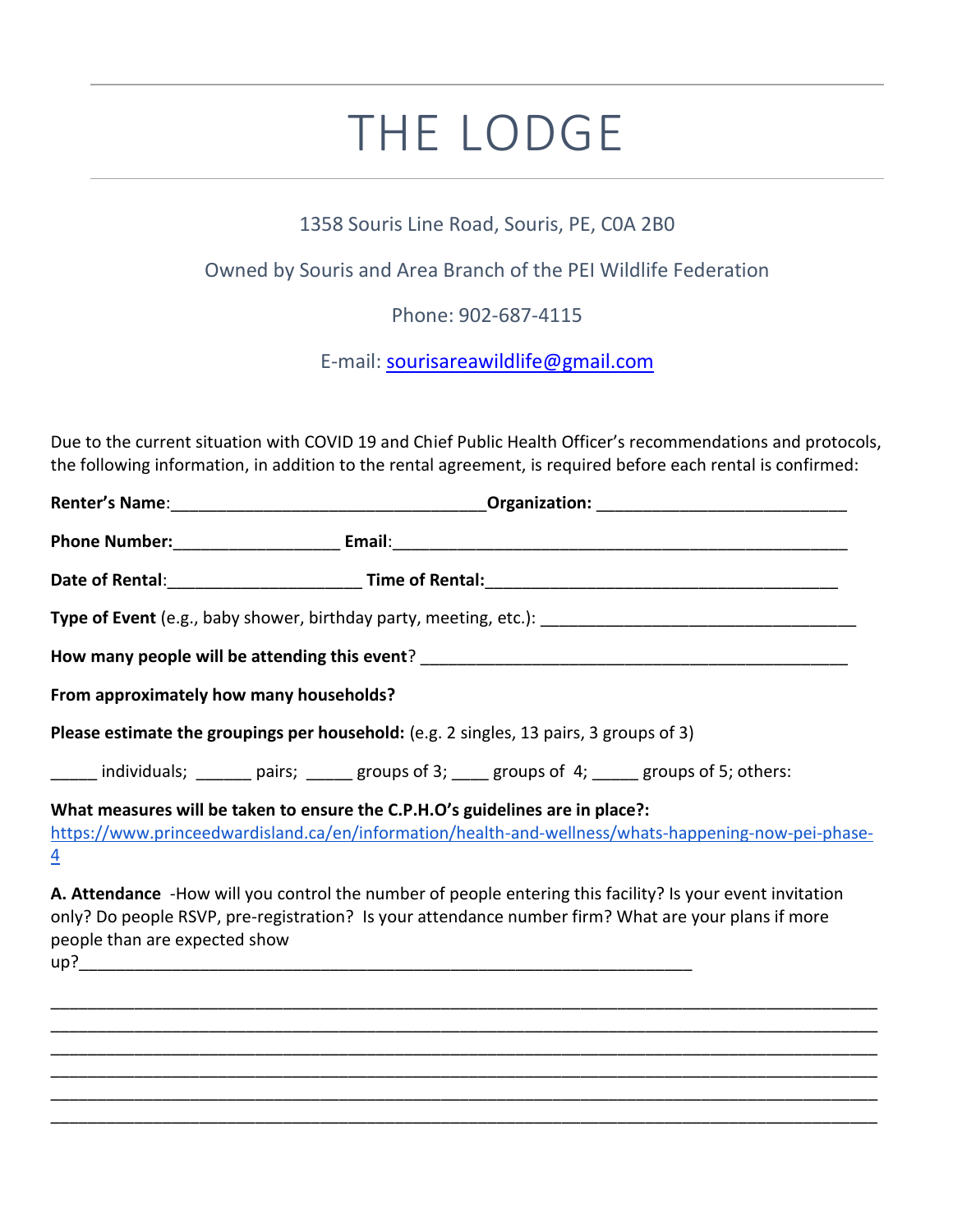# THE LODGE

1358 Souris Line Road, Souris, PE, C0A 2B0

Owned by Souris and Area Branch of the PEI Wildlife Federation

Phone: 902-687-4115

E-mail: sourisareawildlife@gmail.com

Due to the current situation with COVID 19 and Chief Public Health Officer's recommendations and protocols, the following information, in addition to the rental agreement, is required before each rental is confirmed:

**Renter's Name**:__________________________________**Organization:** ___________________________

**Phone Number:**_________________ **Email**:_________________________________________________

**Date of Rental**:____________________ **Time of Rental:**_____________________________________

**Type of Event** (e.g., baby shower, birthday party, meeting, etc.): _________________________________

**How many people will be attending this event**? ______________________________________________

**From approximately how many households?**

**Please estimate the groupings per household:** (e.g. 2 singles, 13 pairs, 3 groups of 3)

_____ individuals; ______ pairs; _____ groups of 3; ____ groups of 4; _____ groups of 5; others:

**What measures will be taken to ensure the C.P.H.O's guidelines are in place?:**
https://www.princeedwardisland.ca/en/information/health-and-wellness/whats-happening-now-pei-phase-4

**A. Attendance** -How will you control the number of people entering this facility? Is your event invitation only? Do people RSVP, pre-registration? Is your attendance number firm? What are your plans if more people than are expected show up?_________________________________________________________________

_____________________________________________________________________________________
_____________________________________________________________________________________
_____________________________________________________________________________________
_____________________________________________________________________________________
_____________________________________________________________________________________
_____________________________________________________________________________________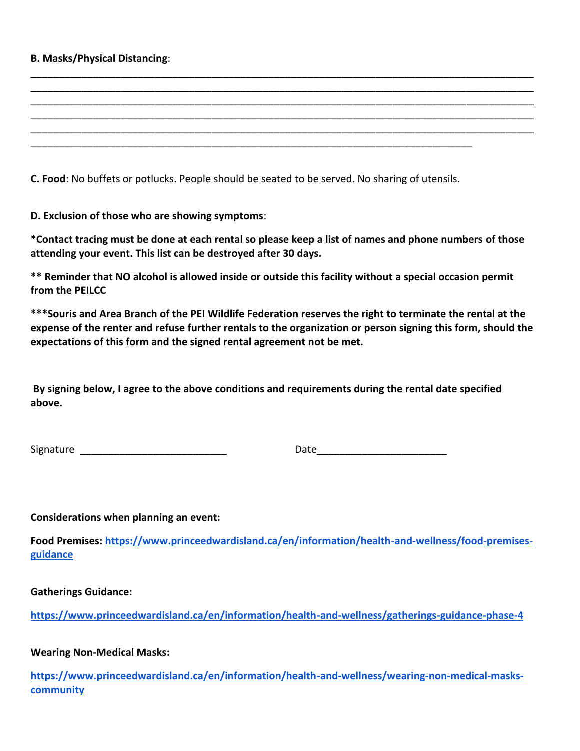**B. Masks/Physical Distancing**:

______________________________________________________________________________________________
______________________________________________________________________________________________
______________________________________________________________________________________________
______________________________________________________________________________________________
______________________________________________________________________________________________
_________________________________________________________________________________

**C. Food**: No buffets or potlucks. People should be seated to be served. No sharing of utensils.

**D. Exclusion of those who are showing symptoms**:

**\*Contact tracing must be done at each rental so please keep a list of names and phone numbers of those attending your event. This list can be destroyed after 30 days.**

**\*\* Reminder that NO alcohol is allowed inside or outside this facility without a special occasion permit from the PEILCC**

**\*\*\*Souris and Area Branch of the PEI Wildlife Federation reserves the right to terminate the rental at the expense of the renter and refuse further rentals to the organization or person signing this form, should the expectations of this form and the signed rental agreement not be met.**

**By signing below, I agree to the above conditions and requirements during the rental date specified above.**

Signature ___________________________ Date_______________________

**Considerations when planning an event:**

**Food Premises:** [https://www.princeedwardisland.ca/en/information/health-and-wellness/food-premises-guidance](https://www.princeedwardisland.ca/en/information/health-and-wellness/food-premises-guidance)

**Gatherings Guidance:**

[https://www.princeedwardisland.ca/en/information/health-and-wellness/gatherings-guidance-phase-4](https://www.princeedwardisland.ca/en/information/health-and-wellness/gatherings-guidance-phase-4)

**Wearing Non-Medical Masks:**

[https://www.princeedwardisland.ca/en/information/health-and-wellness/wearing-non-medical-masks-community](https://www.princeedwardisland.ca/en/information/health-and-wellness/wearing-non-medical-masks-community)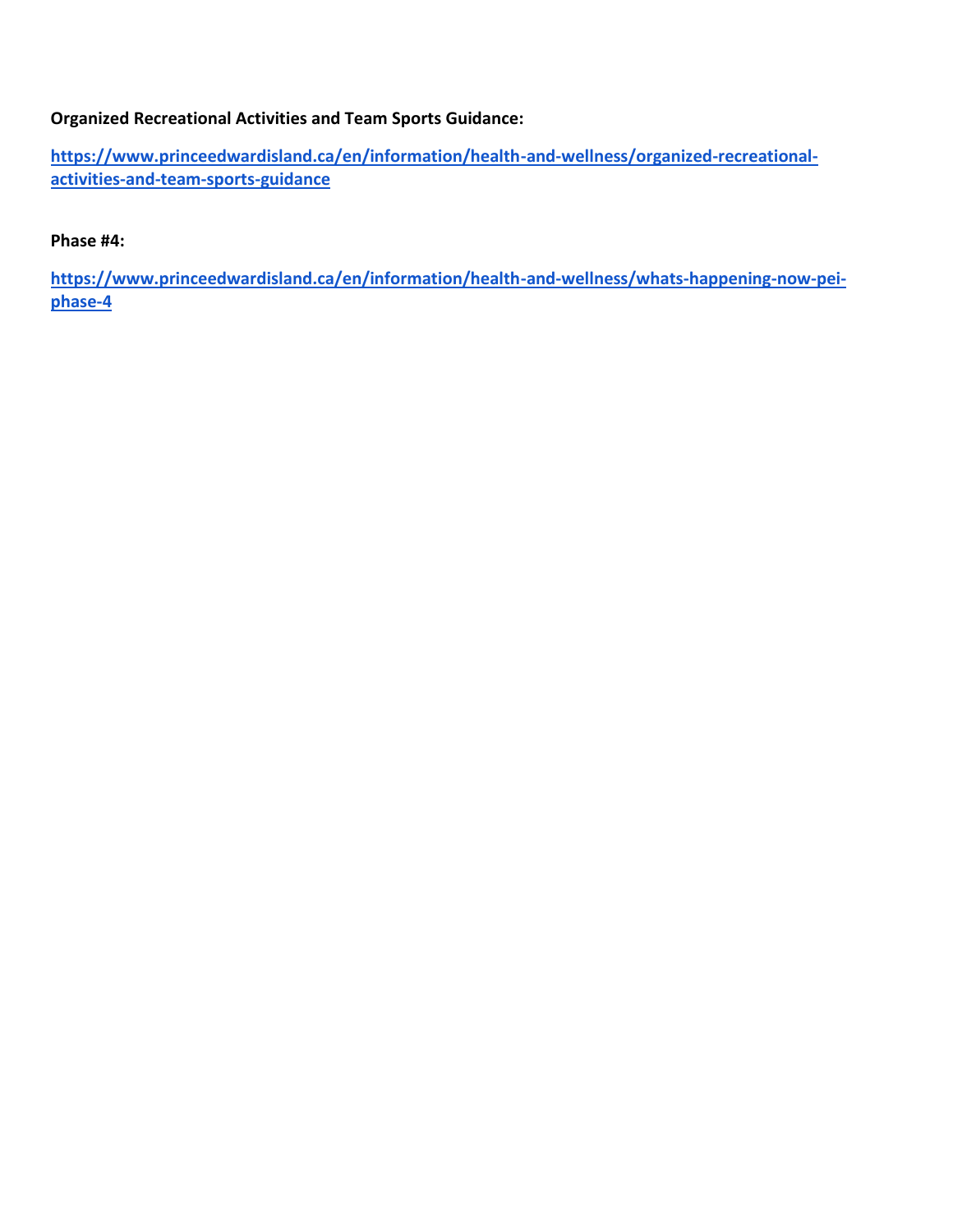**Organized Recreational Activities and Team Sports Guidance:**

[https://www.princeedwardisland.ca/en/information/health-and-wellness/organized-recreational-activities-and-team-sports-guidance](https://www.princeedwardisland.ca/en/information/health-and-wellness/organized-recreational-activities-and-team-sports-guidance)

**Phase #4:**

[https://www.princeedwardisland.ca/en/information/health-and-wellness/whats-happening-now-pei-phase-4](https://www.princeedwardisland.ca/en/information/health-and-wellness/whats-happening-now-pei-phase-4)